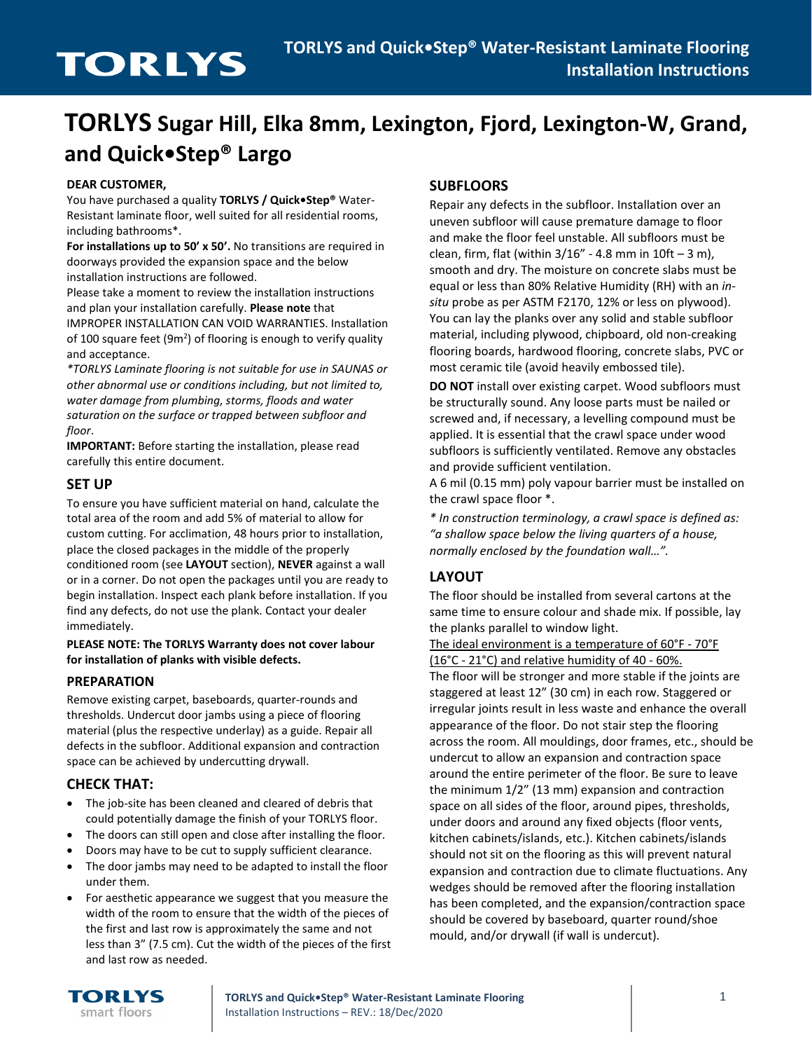# TORLYS and Quick•Step® Water-Resistant Laminate Flooring Installation Instructions

## TORLYS Sugar Hill, Elka 8mm, Lexington, Fjord, Lexington-W, Grand, and Quick•Step® Largo

**DEAR CUSTOMER,**

You have purchased a quality **TORLYS / Quick•Step®** Water-Resistant laminate floor, well suited for all residential rooms, including bathrooms*.

**For installations up to 50' x 50'.** No transitions are required in doorways provided the expansion space and the below installation instructions are followed.

Please take a moment to review the installation instructions and plan your installation carefully. **Please note** that IMPROPER INSTALLATION CAN VOID WARRANTIES. Installation of 100 square feet (9m$^2$) of flooring is enough to verify quality and acceptance.

*\*TORLYS Laminate flooring is not suitable for use in SAUNAS or other abnormal use or conditions including, but not limited to, water damage from plumbing, storms, floods and water saturation on the surface or trapped between subfloor and floor.*

**IMPORTANT:** Before starting the installation, please read carefully this entire document.

### SET UP

To ensure you have sufficient material on hand, calculate the total area of the room and add 5% of material to allow for custom cutting. For acclimation, 48 hours prior to installation, place the closed packages in the middle of the properly conditioned room (see **LAYOUT** section), **NEVER** against a wall or in a corner. Do not open the packages until you are ready to begin installation. Inspect each plank before installation. If you find any defects, do not use the plank. Contact your dealer immediately.

**PLEASE NOTE: The TORLYS Warranty does not cover labour for installation of planks with visible defects.**

### PREPARATION

Remove existing carpet, baseboards, quarter-rounds and thresholds. Undercut door jambs using a piece of flooring material (plus the respective underlay) as a guide. Repair all defects in the subfloor. Additional expansion and contraction space can be achieved by undercutting drywall.

### CHECK THAT:

- The job-site has been cleaned and cleared of debris that could potentially damage the finish of your TORLYS floor.
- The doors can still open and close after installing the floor.
- Doors may have to be cut to supply sufficient clearance.
- The door jambs may need to be adapted to install the floor under them.
- For aesthetic appearance we suggest that you measure the width of the room to ensure that the width of the pieces of the first and last row is approximately the same and not less than 3" (7.5 cm). Cut the width of the pieces of the first and last row as needed.

### SUBFLOORS

Repair any defects in the subfloor. Installation over an uneven subfloor will cause premature damage to floor and make the floor feel unstable. All subfloors must be clean, firm, flat (within 3/16" - 4.8 mm in 10ft – 3 m), smooth and dry. The moisture on concrete slabs must be equal or less than 80% Relative Humidity (RH) with an *in-situ* probe as per ASTM F2170, 12% or less on plywood). You can lay the planks over any solid and stable subfloor material, including plywood, chipboard, old non-creaking flooring boards, hardwood flooring, concrete slabs, PVC or most ceramic tile (avoid heavily embossed tile).

**DO NOT** install over existing carpet. Wood subfloors must be structurally sound. Any loose parts must be nailed or screwed and, if necessary, a levelling compound must be applied. It is essential that the crawl space under wood subfloors is sufficiently ventilated. Remove any obstacles and provide sufficient ventilation.

A 6 mil (0.15 mm) poly vapour barrier must be installed on the crawl space floor *.

*\* In construction terminology, a crawl space is defined as: "a shallow space below the living quarters of a house, normally enclosed by the foundation wall…".*

### LAYOUT

The floor should be installed from several cartons at the same time to ensure colour and shade mix. If possible, lay the planks parallel to window light.

<u>The ideal environment is a temperature of 60°F - 70°F (16°C - 21°C) and relative humidity of 40 - 60%.</u>

The floor will be stronger and more stable if the joints are staggered at least 12" (30 cm) in each row. Staggered or irregular joints result in less waste and enhance the overall appearance of the floor. Do not stair step the flooring across the room. All mouldings, door frames, etc., should be undercut to allow an expansion and contraction space around the entire perimeter of the floor. Be sure to leave the minimum 1/2" (13 mm) expansion and contraction space on all sides of the floor, around pipes, thresholds, under doors and around any fixed objects (floor vents, kitchen cabinets/islands, etc.). Kitchen cabinets/islands should not sit on the flooring as this will prevent natural expansion and contraction due to climate fluctuations. Any wedges should be removed after the flooring installation has been completed, and the expansion/contraction space should be covered by baseboard, quarter round/shoe mould, and/or drywall (if wall is undercut).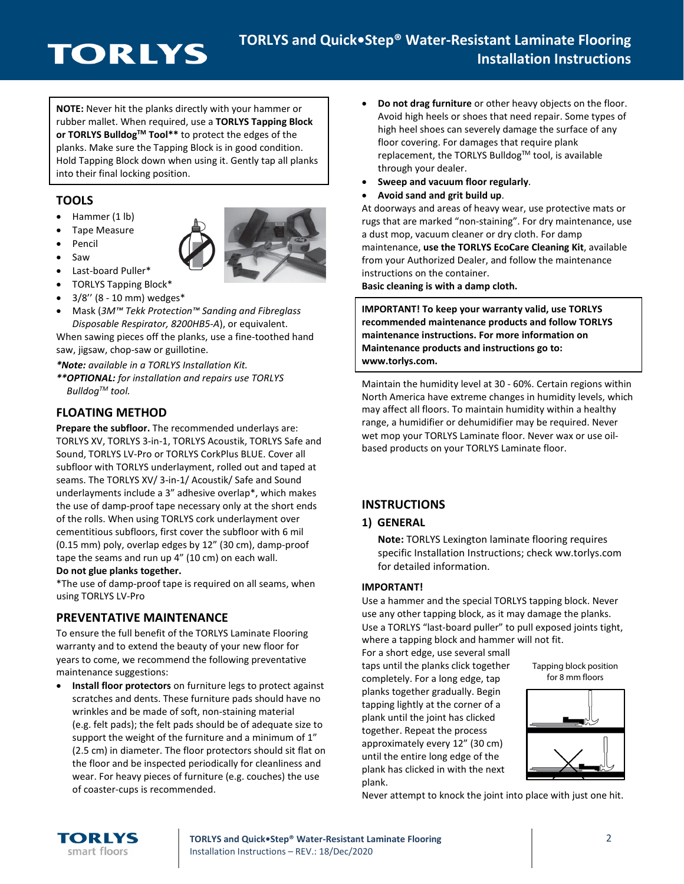**NOTE:** Never hit the planks directly with your hammer or rubber mallet. When required, use a **TORLYS Tapping Block or TORLYS Bulldog™ Tool**** to protect the edges of the planks. Make sure the Tapping Block is in good condition. Hold Tapping Block down when using it. Gently tap all planks into their final locking position.

## TOOLS

- Hammer (1 lb)
- Tape Measure
- Pencil
- Saw
- Last-board Puller*
- TORLYS Tapping Block*
- 3/8'' (8 - 10 mm) wedges*
- Mask (*3M™ Tekk Protection™ Sanding and Fibreglass Disposable Respirator, 8200HB5-A*), or equivalent.

When sawing pieces off the planks, use a fine-toothed hand saw, jigsaw, chop-saw or guillotine.

***Note:** available in a TORLYS Installation Kit.*
***OPTIONAL:** for installation and repairs use TORLYS Bulldog™ tool.*

## FLOATING METHOD

**Prepare the subfloor.** The recommended underlays are: TORLYS XV, TORLYS 3-in-1, TORLYS Acoustik, TORLYS Safe and Sound, TORLYS LV-Pro or TORLYS CorkPlus BLUE. Cover all subfloor with TORLYS underlayment, rolled out and taped at seams. The TORLYS XV/ 3-in-1/ Acoustik/ Safe and Sound underlayments include a 3" adhesive overlap*, which makes the use of damp-proof tape necessary only at the short ends of the rolls. When using TORLYS cork underlayment over cementitious subfloors, first cover the subfloor with 6 mil (0.15 mm) poly, overlap edges by 12" (30 cm), damp-proof tape the seams and run up 4" (10 cm) on each wall.

**Do not glue planks together.**

*The use of damp-proof tape is required on all seams, when using TORLYS LV-Pro

## PREVENTATIVE MAINTENANCE

To ensure the full benefit of the TORLYS Laminate Flooring warranty and to extend the beauty of your new floor for years to come, we recommend the following preventative maintenance suggestions:

- **Install floor protectors** on furniture legs to protect against scratches and dents. These furniture pads should have no wrinkles and be made of soft, non-staining material (e.g. felt pads); the felt pads should be of adequate size to support the weight of the furniture and a minimum of 1" (2.5 cm) in diameter. The floor protectors should sit flat on the floor and be inspected periodically for cleanliness and wear. For heavy pieces of furniture (e.g. couches) the use of coaster-cups is recommended.
- **Do not drag furniture** or other heavy objects on the floor. Avoid high heels or shoes that need repair. Some types of high heel shoes can severely damage the surface of any floor covering. For damages that require plank replacement, the TORLYS Bulldog™ tool, is available through your dealer.
- **Sweep and vacuum floor regularly**.
- **Avoid sand and grit build up**.

At doorways and areas of heavy wear, use protective mats or rugs that are marked "non-staining". For dry maintenance, use a dust mop, vacuum cleaner or dry cloth. For damp maintenance, **use the TORLYS EcoCare Cleaning Kit**, available from your Authorized Dealer, and follow the maintenance instructions on the container.

**Basic cleaning is with a damp cloth.**

**IMPORTANT! To keep your warranty valid, use TORLYS recommended maintenance products and follow TORLYS maintenance instructions. For more information on Maintenance products and instructions go to: www.torlys.com.**

Maintain the humidity level at 30 - 60%. Certain regions within North America have extreme changes in humidity levels, which may affect all floors. To maintain humidity within a healthy range, a humidifier or dehumidifier may be required. Never wet mop your TORLYS Laminate floor. Never wax or use oil-based products on your TORLYS Laminate floor.

## INSTRUCTIONS

### 1) GENERAL

**Note:** TORLYS Lexington laminate flooring requires specific Installation Instructions; check ww.torlys.com for detailed information.

**IMPORTANT!**

Use a hammer and the special TORLYS tapping block. Never use any other tapping block, as it may damage the planks. Use a TORLYS "last-board puller" to pull exposed joints tight, where a tapping block and hammer will not fit.

For a short edge, use several small taps until the planks click together completely. For a long edge, tap planks together gradually. Begin tapping lightly at the corner of a plank until the joint has clicked together. Repeat the process approximately every 12" (30 cm) until the entire long edge of the plank has clicked in with the next plank.

Tapping block position for 8 mm floors

Never attempt to knock the joint into place with just one hit.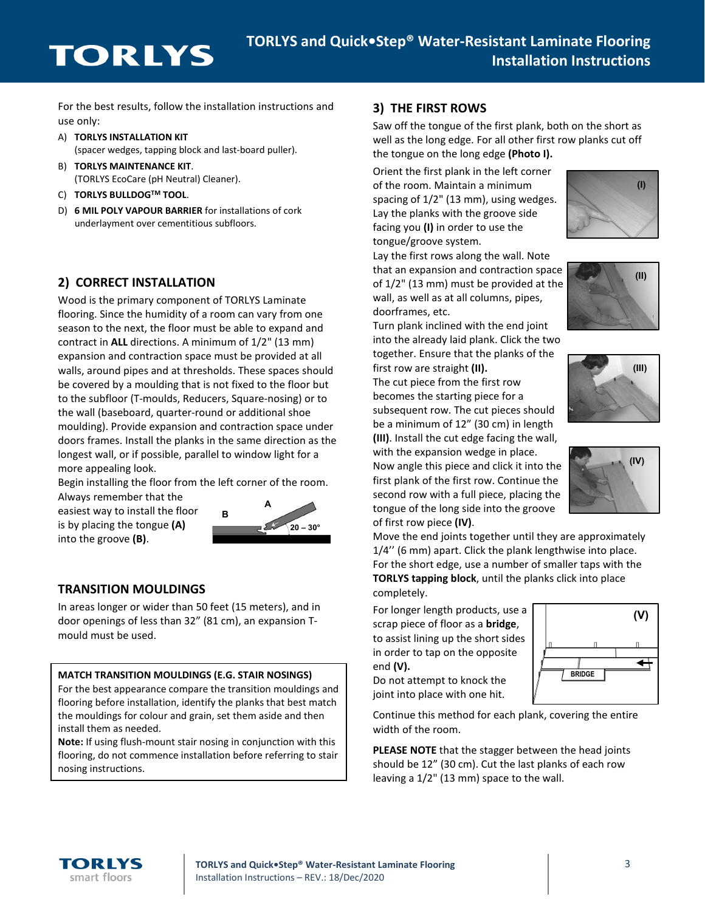For the best results, follow the installation instructions and use only:

A) **TORLYS INSTALLATION KIT**
(spacer wedges, tapping block and last-board puller).

B) **TORLYS MAINTENANCE KIT**.
(TORLYS EcoCare (pH Neutral) Cleaner).

C) **TORLYS BULLDOG[TM] TOOL**.

D) **6 MIL POLY VAPOUR BARRIER** for installations of cork underlayment over cementitious subfloors.

## 2) CORRECT INSTALLATION

Wood is the primary component of TORLYS Laminate flooring. Since the humidity of a room can vary from one season to the next, the floor must be able to expand and contract in **ALL** directions. A minimum of 1/2" (13 mm) expansion and contraction space must be provided at all walls, around pipes and at thresholds. These spaces should be covered by a moulding that is not fixed to the floor but to the subfloor (T-moulds, Reducers, Square-nosing) or to the wall (baseboard, quarter-round or additional shoe moulding). Provide expansion and contraction space under doors frames. Install the planks in the same direction as the longest wall, or if possible, parallel to window light for a more appealing look.

Begin installing the floor from the left corner of the room. Always remember that the easiest way to install the floor is by placing the tongue **(A)** into the groove **(B)**.

## TRANSITION MOULDINGS

In areas longer or wider than 50 feet (15 meters), and in door openings of less than 32" (81 cm), an expansion T-mould must be used.

**MATCH TRANSITION MOULDINGS (E.G. STAIR NOSINGS)**
For the best appearance compare the transition mouldings and flooring before installation, identify the planks that best match the mouldings for colour and grain, set them aside and then install them as needed.
**Note:** If using flush-mount stair nosing in conjunction with this flooring, do not commence installation before referring to stair nosing instructions.

## 3) THE FIRST ROWS

Saw off the tongue of the first plank, both on the short as well as the long edge. For all other first row planks cut off the tongue on the long edge **(Photo I).**

Orient the first plank in the left corner of the room. Maintain a minimum spacing of 1/2" (13 mm), using wedges. Lay the planks with the groove side facing you **(I)** in order to use the tongue/groove system.

Lay the first rows along the wall. Note that an expansion and contraction space of 1/2" (13 mm) must be provided at the wall, as well as at all columns, pipes, doorframes, etc.

Turn plank inclined with the end joint into the already laid plank. Click the two together. Ensure that the planks of the first row are straight **(II).**

The cut piece from the first row becomes the starting piece for a subsequent row. The cut pieces should be a minimum of 12" (30 cm) in length **(III)**. Install the cut edge facing the wall, with the expansion wedge in place.

Now angle this piece and click it into the first plank of the first row. Continue the second row with a full piece, placing the tongue of the long side into the groove of first row piece **(IV)**.

Move the end joints together until they are approximately 1/4'' (6 mm) apart. Click the plank lengthwise into place. For the short edge, use a number of smaller taps with the **TORLYS tapping block**, until the planks click into place completely.

For longer length products, use a scrap piece of floor as a **bridge**, to assist lining up the short sides in order to tap on the opposite end **(V).**

Do not attempt to knock the joint into place with one hit.

Continue this method for each plank, covering the entire width of the room.

**PLEASE NOTE** that the stagger between the head joints should be 12" (30 cm). Cut the last planks of each row leaving a 1/2" (13 mm) space to the wall.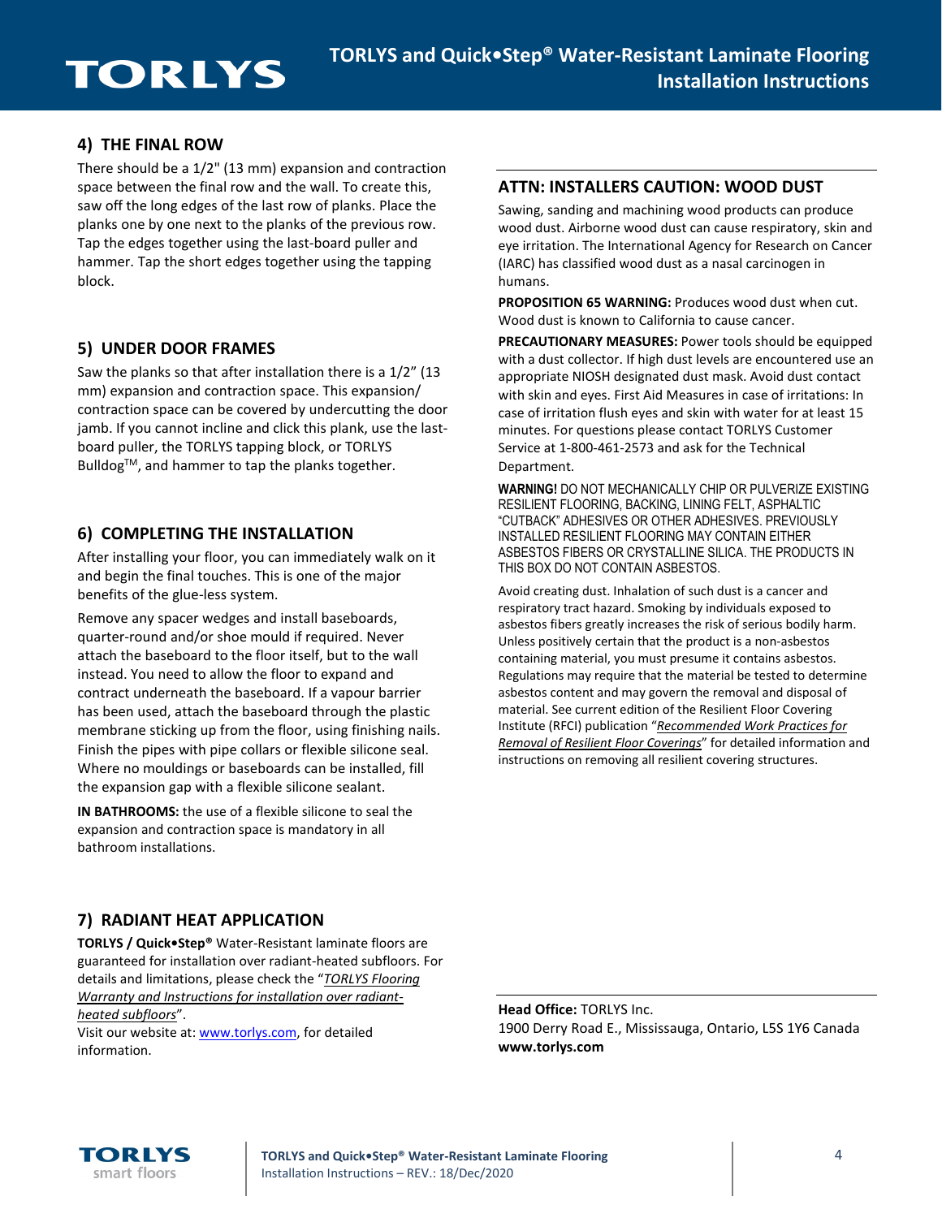## 4) THE FINAL ROW

There should be a 1/2" (13 mm) expansion and contraction space between the final row and the wall. To create this, saw off the long edges of the last row of planks. Place the planks one by one next to the planks of the previous row. Tap the edges together using the last-board puller and hammer. Tap the short edges together using the tapping block.

## 5) UNDER DOOR FRAMES

Saw the planks so that after installation there is a 1/2" (13 mm) expansion and contraction space. This expansion/ contraction space can be covered by undercutting the door jamb. If you cannot incline and click this plank, use the last-board puller, the TORLYS tapping block, or TORLYS Bulldog™, and hammer to tap the planks together.

## 6) COMPLETING THE INSTALLATION

After installing your floor, you can immediately walk on it and begin the final touches. This is one of the major benefits of the glue-less system.

Remove any spacer wedges and install baseboards, quarter-round and/or shoe mould if required. Never attach the baseboard to the floor itself, but to the wall instead. You need to allow the floor to expand and contract underneath the baseboard. If a vapour barrier has been used, attach the baseboard through the plastic membrane sticking up from the floor, using finishing nails. Finish the pipes with pipe collars or flexible silicone seal. Where no mouldings or baseboards can be installed, fill the expansion gap with a flexible silicone sealant.

**IN BATHROOMS:** the use of a flexible silicone to seal the expansion and contraction space is mandatory in all bathroom installations.

## 7) RADIANT HEAT APPLICATION

**TORLYS / Quick•Step®** Water-Resistant laminate floors are guaranteed for installation over radiant-heated subfloors. For details and limitations, please check the "*TORLYS Flooring Warranty and Instructions for installation over radiant-heated subfloors*".
Visit our website at: www.torlys.com, for detailed information.

## ATTN: INSTALLERS CAUTION: WOOD DUST

Sawing, sanding and machining wood products can produce wood dust. Airborne wood dust can cause respiratory, skin and eye irritation. The International Agency for Research on Cancer (IARC) has classified wood dust as a nasal carcinogen in humans.

**PROPOSITION 65 WARNING:** Produces wood dust when cut. Wood dust is known to California to cause cancer.

**PRECAUTIONARY MEASURES:** Power tools should be equipped with a dust collector. If high dust levels are encountered use an appropriate NIOSH designated dust mask. Avoid dust contact with skin and eyes. First Aid Measures in case of irritations: In case of irritation flush eyes and skin with water for at least 15 minutes. For questions please contact TORLYS Customer Service at 1-800-461-2573 and ask for the Technical Department.

**WARNING!** DO NOT MECHANICALLY CHIP OR PULVERIZE EXISTING RESILIENT FLOORING, BACKING, LINING FELT, ASPHALTIC "CUTBACK" ADHESIVES OR OTHER ADHESIVES. PREVIOUSLY INSTALLED RESILIENT FLOORING MAY CONTAIN EITHER ASBESTOS FIBERS OR CRYSTALLINE SILICA. THE PRODUCTS IN THIS BOX DO NOT CONTAIN ASBESTOS.

Avoid creating dust. Inhalation of such dust is a cancer and respiratory tract hazard. Smoking by individuals exposed to asbestos fibers greatly increases the risk of serious bodily harm. Unless positively certain that the product is a non-asbestos containing material, you must presume it contains asbestos. Regulations may require that the material be tested to determine asbestos content and may govern the removal and disposal of material. See current edition of the Resilient Floor Covering Institute (RFCI) publication "*Recommended Work Practices for Removal of Resilient Floor Coverings*" for detailed information and instructions on removing all resilient covering structures.

**Head Office:** TORLYS Inc.
1900 Derry Road E., Mississauga, Ontario, L5S 1Y6 Canada
**www.torlys.com**